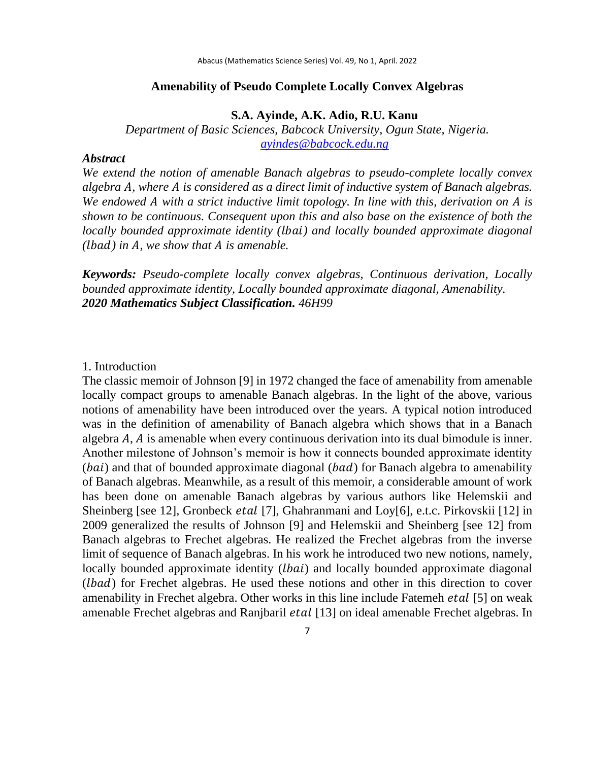# Amenability of Pseudo Complete Locally Convex Algebras

**S.A. Ayinde, A.K. Adio, R.U. Kanu**

*Department of Basic Sciences, Babcock University, Ogun State, Nigeria.*
ayindes@babcock.edu.ng

### *Abstract*

*We extend the notion of amenable Banach algebras to pseudo-complete locally convex algebra $A$, where $A$ is considered as a direct limit of inductive system of Banach algebras. We endowed $A$ with a strict inductive limit topology. In line with this, derivation on $A$ is shown to be continuous. Consequent upon this and also base on the existence of both the locally bounded approximate identity ($lbai$) and locally bounded approximate diagonal ($lbad$) in $A$, we show that $A$ is amenable.*

***Keywords:*** *Pseudo-complete locally convex algebras, Continuous derivation, Locally bounded approximate identity, Locally bounded approximate diagonal, Amenability.*
***2020 Mathematics Subject Classification.*** *46H99*

## 1. Introduction

The classic memoir of Johnson [9] in 1972 changed the face of amenability from amenable locally compact groups to amenable Banach algebras. In the light of the above, various notions of amenability have been introduced over the years. A typical notion introduced was in the definition of amenability of Banach algebra which shows that in a Banach algebra $A$, $A$ is amenable when every continuous derivation into its dual bimodule is inner. Another milestone of Johnson's memoir is how it connects bounded approximate identity ($bai$) and that of bounded approximate diagonal ($bad$) for Banach algebra to amenability of Banach algebras. Meanwhile, as a result of this memoir, a considerable amount of work has been done on amenable Banach algebras by various authors like Helemskii and Sheinberg [see 12], Gronbeck $etal$ [7], Ghahranmani and Loy[6], e.t.c. Pirkovskii [12] in 2009 generalized the results of Johnson [9] and Helemskii and Sheinberg [see 12] from Banach algebras to Frechet algebras. He realized the Frechet algebras from the inverse limit of sequence of Banach algebras. In his work he introduced two new notions, namely, locally bounded approximate identity ($lbai$) and locally bounded approximate diagonal ($lbad$) for Frechet algebras. He used these notions and other in this direction to cover amenability in Frechet algebra. Other works in this line include Fatemeh $etal$ [5] on weak amenable Frechet algebras and Ranjbaril $etal$ [13] on ideal amenable Frechet algebras. In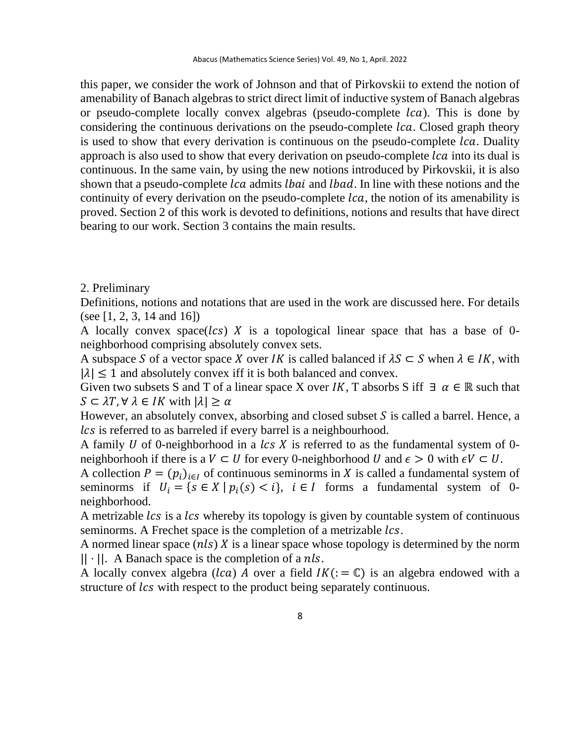this paper, we consider the work of Johnson and that of Pirkovskii to extend the notion of amenability of Banach algebras to strict direct limit of inductive system of Banach algebras or pseudo-complete locally convex algebras (pseudo-complete $lca$). This is done by considering the continuous derivations on the pseudo-complete $lca$. Closed graph theory is used to show that every derivation is continuous on the pseudo-complete $lca$. Duality approach is also used to show that every derivation on pseudo-complete $lca$ into its dual is continuous. In the same vain, by using the new notions introduced by Pirkovskii, it is also shown that a pseudo-complete $lca$ admits $lbai$ and $lbad$. In line with these notions and the continuity of every derivation on the pseudo-complete $lca$, the notion of its amenability is proved. Section 2 of this work is devoted to definitions, notions and results that have direct bearing to our work. Section 3 contains the main results.

## 2. Preliminary

Definitions, notions and notations that are used in the work are discussed here. For details (see [1, 2, 3, 14 and 16])

A locally convex space($lcs$) $X$ is a topological linear space that has a base of 0-neighborhood comprising absolutely convex sets.

A subspace $S$ of a vector space $X$ over $IK$ is called balanced if $\lambda S \subset S$ when $\lambda \in IK$, with $|\lambda| \leq 1$ and absolutely convex iff it is both balanced and convex.

Given two subsets S and T of a linear space X over $IK$, T absorbs S iff $\exists\ \alpha \in \mathbb{R}$ such that $S \subset \lambda T, \forall\ \lambda \in IK$ with $|\lambda| \geq \alpha$

However, an absolutely convex, absorbing and closed subset $S$ is called a barrel. Hence, a $lcs$ is referred to as barreled if every barrel is a neighbourhood.

A family $U$ of 0-neighborhood in a $lcs$ $X$ is referred to as the fundamental system of 0-neighborhooh if there is a $V \subset U$ for every 0-neighborhood $U$ and $\epsilon > 0$ with $\epsilon V \subset U$.

A collection $P = (p_i)_{i \in I}$ of continuous seminorms in $X$ is called a fundamental system of seminorms if $U_i = \{s \in X \mid p_i(s) < i\},\ i \in I$ forms a fundamental system of 0-neighborhood.

A metrizable $lcs$ is a $lcs$ whereby its topology is given by countable system of continuous seminorms. A Frechet space is the completion of a metrizable $lcs$.

A normed linear space ($nls$) $X$ is a linear space whose topology is determined by the norm $|| \cdot ||$. A Banach space is the completion of a $nls$.

A locally convex algebra ($lca$) $A$ over a field $IK (:= \mathbb{C})$ is an algebra endowed with a structure of $lcs$ with respect to the product being separately continuous.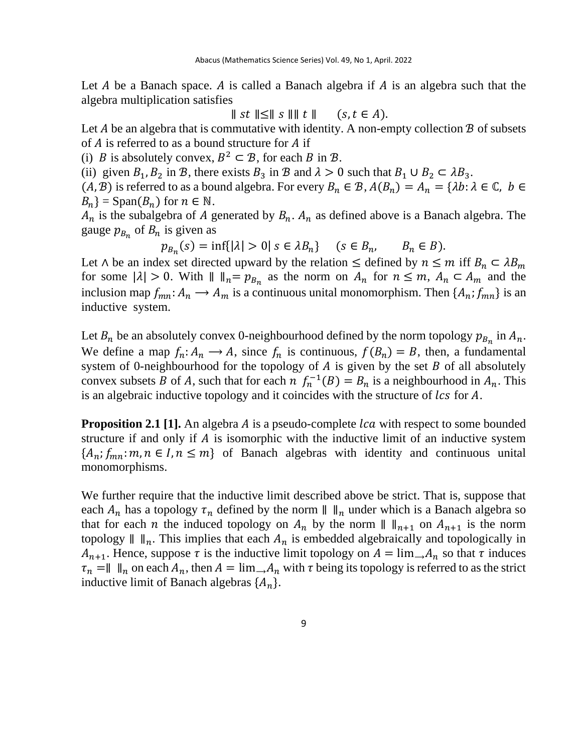Let $A$ be a Banach space. $A$ is called a Banach algebra if $A$ is an algebra such that the algebra multiplication satisfies

$$\| st \| \leq \| s \| \| t \| \qquad (s, t \in A).$$

Let $A$ be an algebra that is commutative with identity. A non-empty collection $\mathcal{B}$ of subsets of $A$ is referred to as a bound structure for $A$ if

(i) $B$ is absolutely convex, $B^2 \subset \mathcal{B}$, for each $B$ in $\mathcal{B}$.

(ii) given $B_1, B_2$ in $\mathcal{B}$, there exists $B_3$ in $\mathcal{B}$ and $\lambda > 0$ such that $B_1 \cup B_2 \subset \lambda B_3$.

$(A, \mathcal{B})$ is referred to as a bound algebra. For every $B_n \in \mathcal{B}$, $A(B_n) = A_n = \{\lambda b : \lambda \in \mathbb{C},\ b \in B_n\}$ = Span$(B_n)$ for $n \in \mathbb{N}$.

$A_n$ is the subalgebra of $A$ generated by $B_n$. $A_n$ as defined above is a Banach algebra. The gauge $p_{B_n}$ of $B_n$ is given as

$$p_{B_n}(s) = \inf\{|\lambda| > 0 |\ s \in \lambda B_n\} \quad (s \in B_n, \qquad B_n \in B).$$

Let $\wedge$ be an index set directed upward by the relation $\leq$ defined by $n \leq m$ iff $B_n \subset \lambda B_m$ for some $|\lambda| > 0$. With $\| \ \|_n = p_{B_n}$ as the norm on $A_n$ for $n \leq m$, $A_n \subset A_m$ and the inclusion map $f_{mn}: A_n \longrightarrow A_m$ is a continuous unital monomorphism. Then $\{A_n; f_{mn}\}$ is an inductive system.

Let $B_n$ be an absolutely convex 0-neighbourhood defined by the norm topology $p_{B_n}$ in $A_n$. We define a map $f_n: A_n \longrightarrow A$, since $f_n$ is continuous, $f(B_n) = B$, then, a fundamental system of 0-neighbourhood for the topology of $A$ is given by the set $B$ of all absolutely convex subsets $B$ of $A$, such that for each $n$ $f_n^{-1}(B) = B_n$ is a neighbourhood in $A_n$. This is an algebraic inductive topology and it coincides with the structure of $lcs$ for $A$.

**Proposition 2.1 [1].** An algebra $A$ is a pseudo-complete $lca$ with respect to some bounded structure if and only if $A$ is isomorphic with the inductive limit of an inductive system $\{A_n; f_{mn}: m, n \in I, n \leq m\}$ of Banach algebras with identity and continuous unital monomorphisms.

We further require that the inductive limit described above be strict. That is, suppose that each $A_n$ has a topology $\tau_n$ defined by the norm $\| \ \|_n$ under which is a Banach algebra so that for each $n$ the induced topology on $A_n$ by the norm $\| \ \|_{n+1}$ on $A_{n+1}$ is the norm topology $\| \ \|_n$. This implies that each $A_n$ is embedded algebraically and topologically in $A_{n+1}$. Hence, suppose $\tau$ is the inductive limit topology on $A = \lim_{\rightarrow} A_n$ so that $\tau$ induces $\tau_n = \| \ \|_n$ on each $A_n$, then $A = \lim_{\rightarrow} A_n$ with $\tau$ being its topology is referred to as the strict inductive limit of Banach algebras $\{A_n\}$.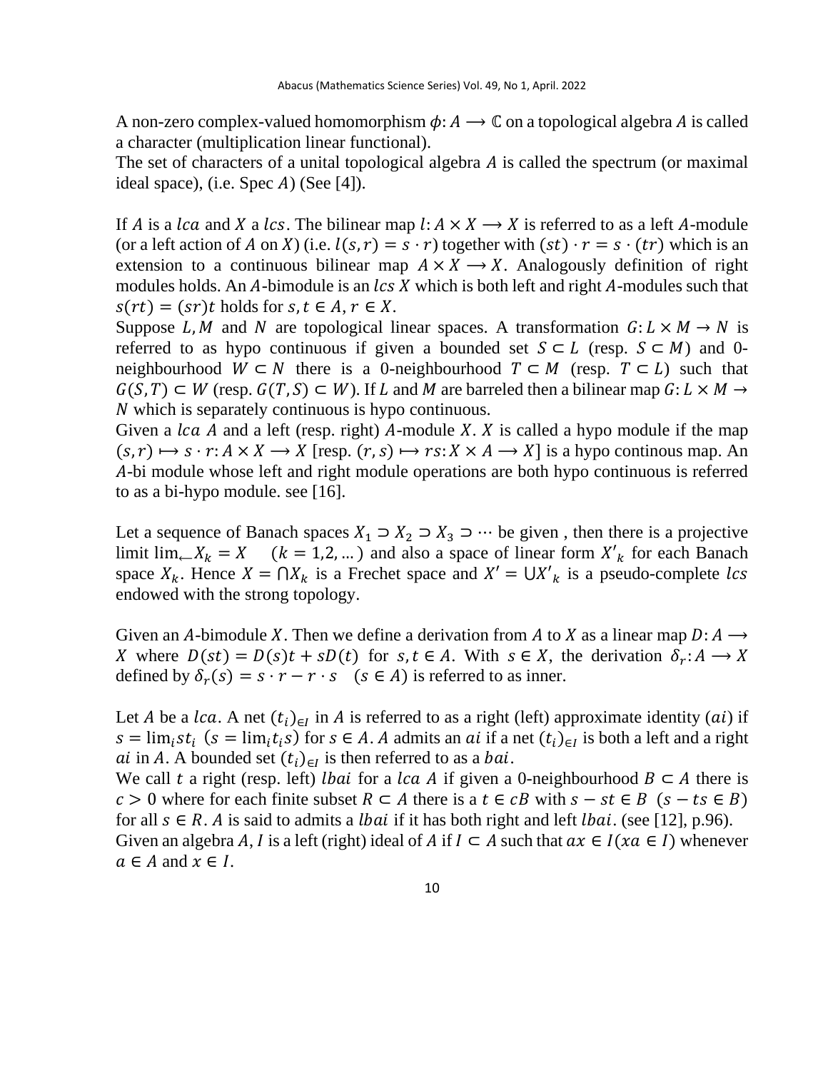A non-zero complex-valued homomorphism $\phi: A \longrightarrow \mathbb{C}$ on a topological algebra $A$ is called a character (multiplication linear functional).

The set of characters of a unital topological algebra $A$ is called the spectrum (or maximal ideal space), (i.e. Spec $A$) (See [4]).

If $A$ is a $lca$ and $X$ a $lcs$. The bilinear map $l: A \times X \longrightarrow X$ is referred to as a left $A$-module (or a left action of $A$ on $X$) (i.e. $l(s,r) = s \cdot r$) together with $(st) \cdot r = s \cdot (tr)$ which is an extension to a continuous bilinear map $A \times X \longrightarrow X$. Analogously definition of right modules holds. An $A$-bimodule is an $lcs$ $X$ which is both left and right $A$-modules such that $s(rt) = (sr)t$ holds for $s, t \in A, r \in X$.

Suppose $L, M$ and $N$ are topological linear spaces. A transformation $G: L \times M \to N$ is referred to as hypo continuous if given a bounded set $S \subset L$ (resp. $S \subset M$) and 0-neighbourhood $W \subset N$ there is a 0-neighbourhood $T \subset M$ (resp. $T \subset L$) such that $G(S,T) \subset W$ (resp. $G(T,S) \subset W$). If $L$ and $M$ are barreled then a bilinear map $G: L \times M \to N$ which is separately continuous is hypo continuous.

Given a $lca$ $A$ and a left (resp. right) $A$-module $X$. $X$ is called a hypo module if the map $(s,r) \mapsto s \cdot r: A \times X \longrightarrow X$ [resp. $(r,s) \mapsto rs: X \times A \longrightarrow X$] is a hypo continous map. An $A$-bi module whose left and right module operations are both hypo continuous is referred to as a bi-hypo module. see [16].

Let a sequence of Banach spaces $X_1 \supset X_2 \supset X_3 \supset \cdots$ be given , then there is a projective limit $\lim_{\leftarrow} X_k = X \quad (k = 1,2, \ldots)$ and also a space of linear form $X'_k$ for each Banach space $X_k$. Hence $X = \bigcap X_k$ is a Frechet space and $X' = \bigcup X'_k$ is a pseudo-complete $lcs$ endowed with the strong topology.

Given an $A$-bimodule $X$. Then we define a derivation from $A$ to $X$ as a linear map $D: A \longrightarrow X$ where $D(st) = D(s)t + sD(t)$ for $s, t \in A$. With $s \in X$, the derivation $\delta_r: A \longrightarrow X$ defined by $\delta_r(s) = s \cdot r - r \cdot s \quad (s \in A)$ is referred to as inner.

Let $A$ be a $lca$. A net $(t_i)_{\in I}$ in $A$ is referred to as a right (left) approximate identity ($ai$) if $s = \lim_i st_i$ ($s = \lim_i t_i s$) for $s \in A$. $A$ admits an $ai$ if a net $(t_i)_{\in I}$ is both a left and a right $ai$ in $A$. A bounded set $(t_i)_{\in I}$ is then referred to as a $bai$.

We call $t$ a right (resp. left) $lbai$ for a $lca$ $A$ if given a 0-neighbourhood $B \subset A$ there is $c > 0$ where for each finite subset $R \subset A$ there is a $t \in cB$ with $s - st \in B$ ($s - ts \in B$) for all $s \in R$. $A$ is said to admits a $lbai$ if it has both right and left $lbai$. (see [12], p.96).

Given an algebra $A$, $I$ is a left (right) ideal of $A$ if $I \subset A$ such that $ax \in I (xa \in I)$ whenever $a \in A$ and $x \in I$.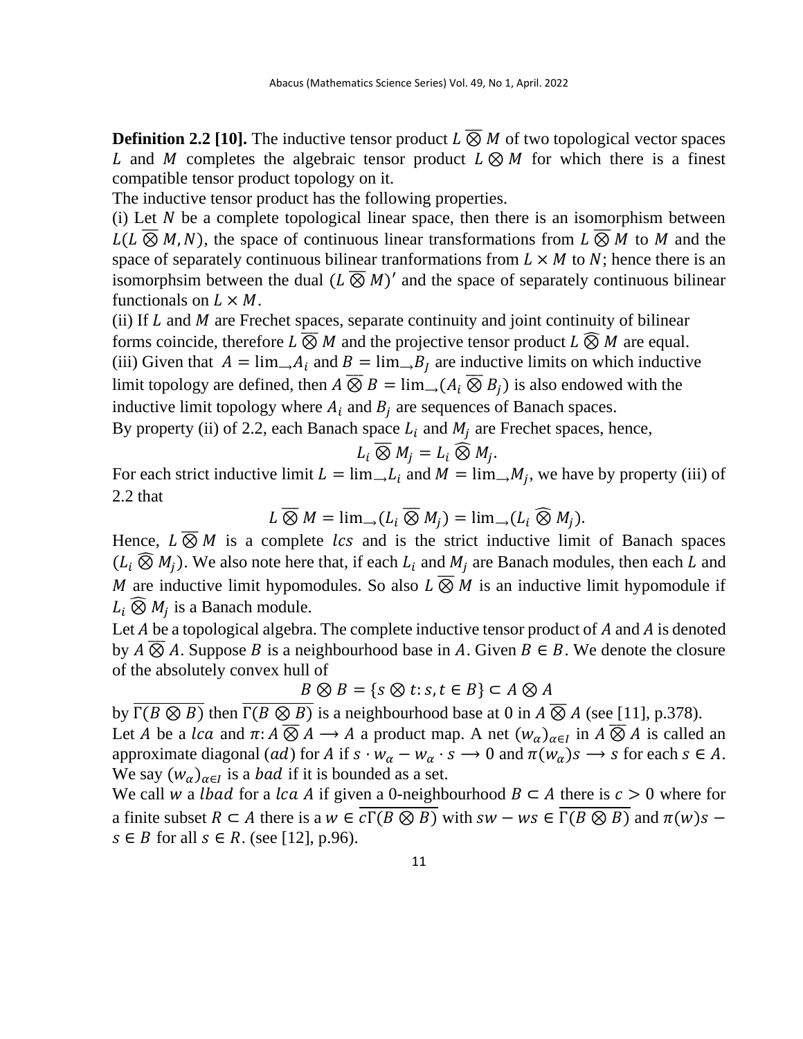**Definition 2.2 [10].** The inductive tensor product $L \overline{\otimes} M$ of two topological vector spaces $L$ and $M$ completes the algebraic tensor product $L \otimes M$ for which there is a finest compatible tensor product topology on it.

The inductive tensor product has the following properties.

(i) Let $N$ be a complete topological linear space, then there is an isomorphism between $L(L \overline{\otimes} M, N)$, the space of continuous linear transformations from $L \overline{\otimes} M$ to $M$ and the space of separately continuous bilinear tranformations from $L \times M$ to $N$; hence there is an isomorphsim between the dual $(L \overline{\otimes} M)'$ and the space of separately continuous bilinear functionals on $L \times M$.

(ii) If $L$ and $M$ are Frechet spaces, separate continuity and joint continuity of bilinear forms coincide, therefore $L \overline{\otimes} M$ and the projective tensor product $L \widehat{\otimes} M$ are equal.

(iii) Given that $A = \lim_{\rightarrow} A_i$ and $B = \lim_{\rightarrow} B_J$ are inductive limits on which inductive limit topology are defined, then $A \overline{\otimes} B = \lim_{\rightarrow}(A_i \overline{\otimes} B_j)$ is also endowed with the inductive limit topology where $A_i$ and $B_j$ are sequences of Banach spaces.

By property (ii) of 2.2, each Banach space $L_i$ and $M_j$ are Frechet spaces, hence,

$$L_i \overline{\otimes} M_j = L_i \widehat{\otimes} M_j.$$

For each strict inductive limit $L = \lim_{\rightarrow} L_i$ and $M = \lim_{\rightarrow} M_j$, we have by property (iii) of 2.2 that

$$L \overline{\otimes} M = \lim_{\rightarrow}(L_i \overline{\otimes} M_j) = \lim_{\rightarrow}(L_i \widehat{\otimes} M_j).$$

Hence, $L \overline{\otimes} M$ is a complete $lcs$ and is the strict inductive limit of Banach spaces $(L_i \widehat{\otimes} M_j)$. We also note here that, if each $L_i$ and $M_j$ are Banach modules, then each $L$ and $M$ are inductive limit hypomodules. So also $L \overline{\otimes} M$ is an inductive limit hypomodule if $L_i \widehat{\otimes} M_j$ is a Banach module.

Let $A$ be a topological algebra. The complete inductive tensor product of $A$ and $A$ is denoted by $A \overline{\otimes} A$. Suppose $B$ is a neighbourhood base in $A$. Given $B \in B$. We denote the closure of the absolutely convex hull of

$$B \otimes B = \{s \otimes t : s, t \in B\} \subset A \otimes A$$

by $\overline{\Gamma(B \otimes B)}$ then $\overline{\Gamma(B \otimes B)}$ is a neighbourhood base at 0 in $A \overline{\otimes} A$ (see [11], p.378).

Let $A$ be a $lca$ and $\pi: A \overline{\otimes} A \longrightarrow A$ a product map. A net $(w_\alpha)_{\alpha \in I}$ in $A \overline{\otimes} A$ is called an approximate diagonal ($ad$) for $A$ if $s \cdot w_\alpha - w_\alpha \cdot s \longrightarrow 0$ and $\pi(w_\alpha)s \longrightarrow s$ for each $s \in A$. We say $(w_\alpha)_{\alpha \in I}$ is a $bad$ if it is bounded as a set.

We call $w$ a $lbad$ for a $lca$ $A$ if given a 0-neighbourhood $B \subset A$ there is $c > 0$ where for a finite subset $R \subset A$ there is a $w \in \overline{c\Gamma(B \otimes B)}$ with $sw - ws \in \overline{\Gamma(B \otimes B)}$ and $\pi(w)s - s \in B$ for all $s \in R$. (see [12], p.96).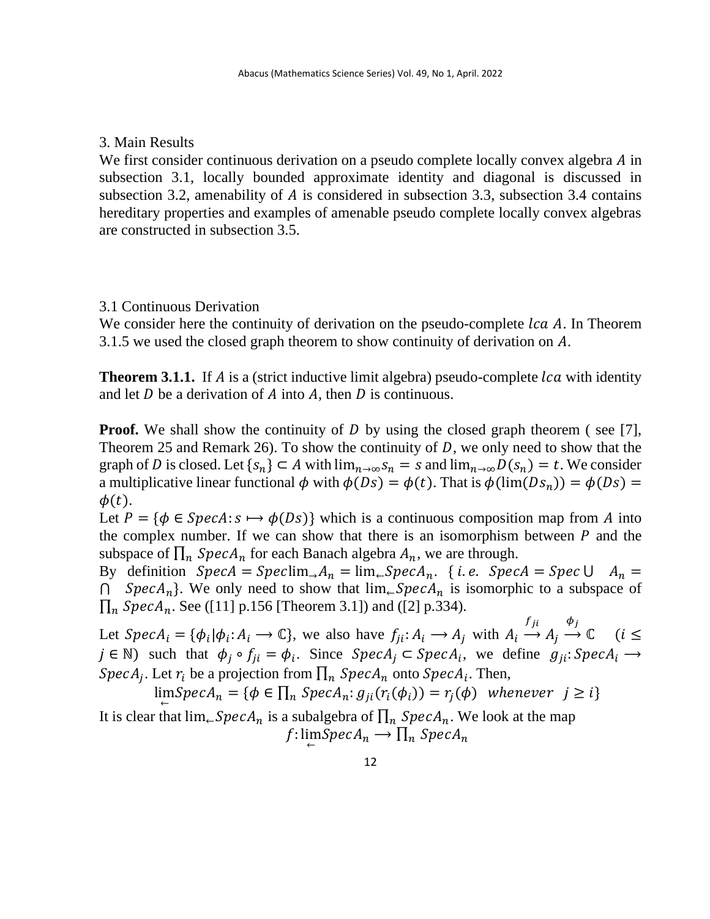## 3. Main Results

We first consider continuous derivation on a pseudo complete locally convex algebra $A$ in subsection 3.1, locally bounded approximate identity and diagonal is discussed in subsection 3.2, amenability of $A$ is considered in subsection 3.3, subsection 3.4 contains hereditary properties and examples of amenable pseudo complete locally convex algebras are constructed in subsection 3.5.

### 3.1 Continuous Derivation

We consider here the continuity of derivation on the pseudo-complete $lca$ $A$. In Theorem 3.1.5 we used the closed graph theorem to show continuity of derivation on $A$.

**Theorem 3.1.1.** If $A$ is a (strict inductive limit algebra) pseudo-complete $lca$ with identity and let $D$ be a derivation of $A$ into $A$, then $D$ is continuous.

**Proof.** We shall show the continuity of $D$ by using the closed graph theorem ( see [7], Theorem 25 and Remark 26). To show the continuity of $D$, we only need to show that the graph of $D$ is closed. Let $\{s_n\} \subset A$ with $\lim_{n\to\infty} s_n = s$ and $\lim_{n\to\infty} D(s_n) = t$. We consider a multiplicative linear functional $\phi$ with $\phi(Ds) = \phi(t)$. That is $\phi(\lim(Ds_n)) = \phi(Ds) = \phi(t)$.

Let $P = \{\phi \in SpecA: s \mapsto \phi(Ds)\}$ which is a continuous composition map from $A$ into the complex number. If we can show that there is an isomorphism between $P$ and the subspace of $\prod_n SpecA_n$ for each Banach algebra $A_n$, we are through.

By definition $SpecA = Spec\lim_{\rightarrow} A_n = \lim_{\leftarrow} SpecA_n$. $\{$ *i.e.* $SpecA = Spec \bigcup \ A_n = \bigcap \ SpecA_n\}$. We only need to show that $\lim_{\leftarrow} SpecA_n$ is isomorphic to a subspace of $\prod_n SpecA_n$. See ([11] p.156 [Theorem 3.1]) and ([2] p.334).

Let $SpecA_i = \{\phi_i | \phi_i: A_i \longrightarrow \mathbb{C}\}$, we also have $f_{ji}: A_i \longrightarrow A_j$ with $A_i \overset{f_{ji}}{\longrightarrow} A_j \overset{\phi_j}{\longrightarrow} \mathbb{C}$ $\quad (i \leq j \in \mathbb{N})$ such that $\phi_j \circ f_{ji} = \phi_i$. Since $SpecA_j \subset SpecA_i$, we define $g_{ji}: SpecA_i \longrightarrow SpecA_j$. Let $r_i$ be a projection from $\prod_n SpecA_n$ onto $SpecA_i$. Then,

$$\lim_{\leftarrow} SpecA_n = \{\phi \in \textstyle\prod_n SpecA_n: g_{ji}(r_i(\phi_i)) = r_j(\phi) \quad whenever \quad j \geq i\}$$

It is clear that $\lim_{\leftarrow} SpecA_n$ is a subalgebra of $\prod_n SpecA_n$. We look at the map

$$f: \lim_{\leftarrow} SpecA_n \longrightarrow \textstyle\prod_n SpecA_n$$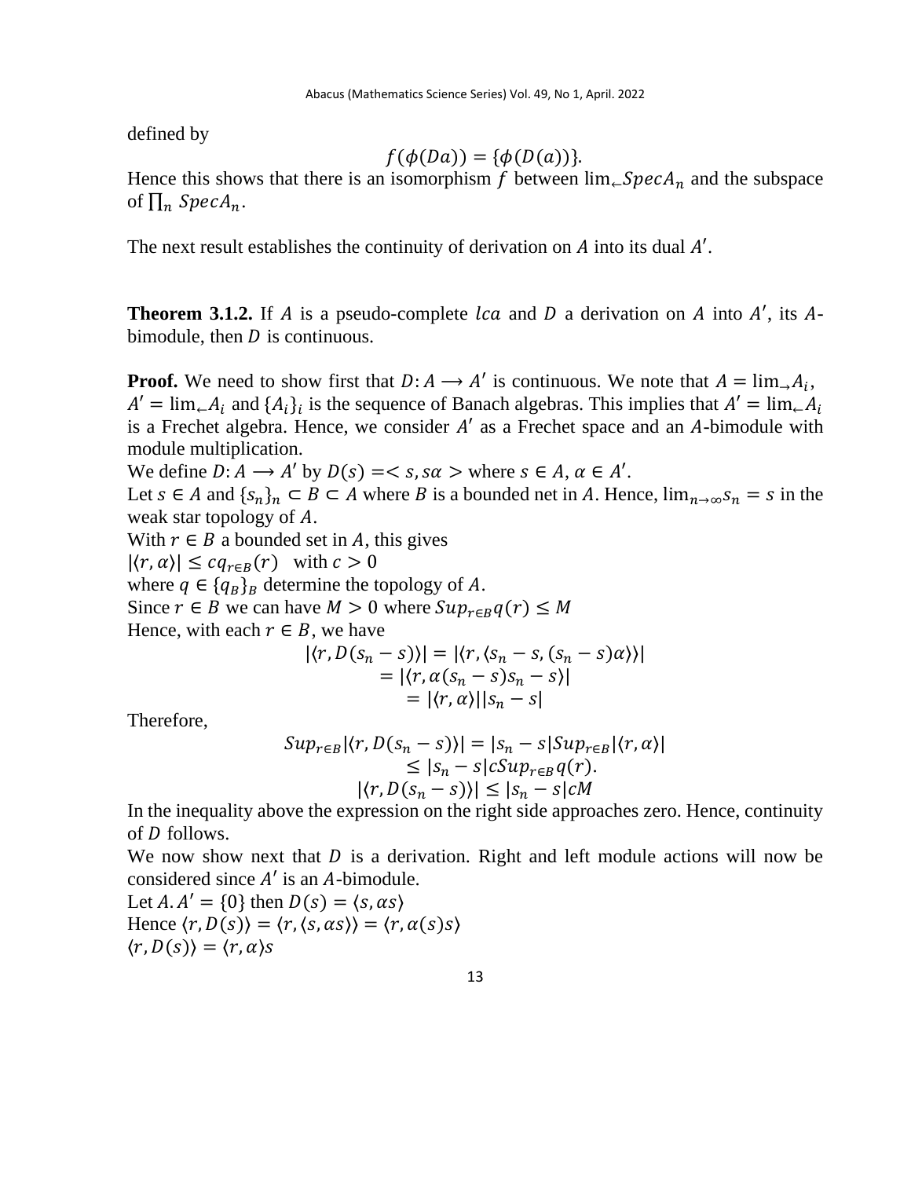defined by

$$f(\phi(Da)) = \{\phi(D(a))\}.$$

Hence this shows that there is an isomorphism $f$ between $\lim_{\leftarrow} SpecA_n$ and the subspace of $\prod_n SpecA_n$.

The next result establishes the continuity of derivation on $A$ into its dual $A'$.

**Theorem 3.1.2.** If $A$ is a pseudo-complete $lca$ and $D$ a derivation on $A$ into $A'$, its $A$-bimodule, then $D$ is continuous.

**Proof.** We need to show first that $D: A \longrightarrow A'$ is continuous. We note that $A = \lim_{\rightarrow} A_i$, $A' = \lim_{\leftarrow} A_i$ and $\{A_i\}_i$ is the sequence of Banach algebras. This implies that $A' = \lim_{\leftarrow} A_i$ is a Frechet algebra. Hence, we consider $A'$ as a Frechet space and an $A$-bimodule with module multiplication.

We define $D: A \longrightarrow A'$ by $D(s) = < s, s\alpha >$ where $s \in A$, $\alpha \in A'$.

Let $s \in A$ and $\{s_n\}_n \subset B \subset A$ where $B$ is a bounded net in $A$. Hence, $\lim_{n\to\infty} s_n = s$ in the weak star topology of $A$.

With $r \in B$ a bounded set in $A$, this gives

$|\langle r, \alpha \rangle| \leq c q_{r\in B}(r)$ with $c > 0$

where $q \in \{q_B\}_B$ determine the topology of $A$.

Since $r \in B$ we can have $M > 0$ where $Sup_{r\in B} q(r) \leq M$

Hence, with each $r \in B$, we have

$$\begin{aligned}
|\langle r, D(s_n - s) \rangle| &= |\langle r, \langle s_n - s, (s_n - s)\alpha \rangle \rangle| \\
&= |\langle r, \alpha(s_n - s)s_n - s \rangle| \\
&= |\langle r, \alpha \rangle||s_n - s|
\end{aligned}$$

Therefore,

$$\begin{aligned}
Sup_{r\in B}|\langle r, D(s_n - s) \rangle| &= |s_n - s| Sup_{r\in B}|\langle r, \alpha \rangle| \\
&\leq |s_n - s| c Sup_{r\in B} q(r). \\
|\langle r, D(s_n - s) \rangle| &\leq |s_n - s| cM
\end{aligned}$$

In the inequality above the expression on the right side approaches zero. Hence, continuity of $D$ follows.

We now show next that $D$ is a derivation. Right and left module actions will now be considered since $A'$ is an $A$-bimodule.

Let $A.A' = \{0\}$ then $D(s) = \langle s, \alpha s \rangle$

Hence $\langle r, D(s) \rangle = \langle r, \langle s, \alpha s \rangle \rangle = \langle r, \alpha(s)s \rangle$

$\langle r, D(s) \rangle = \langle r, \alpha \rangle s$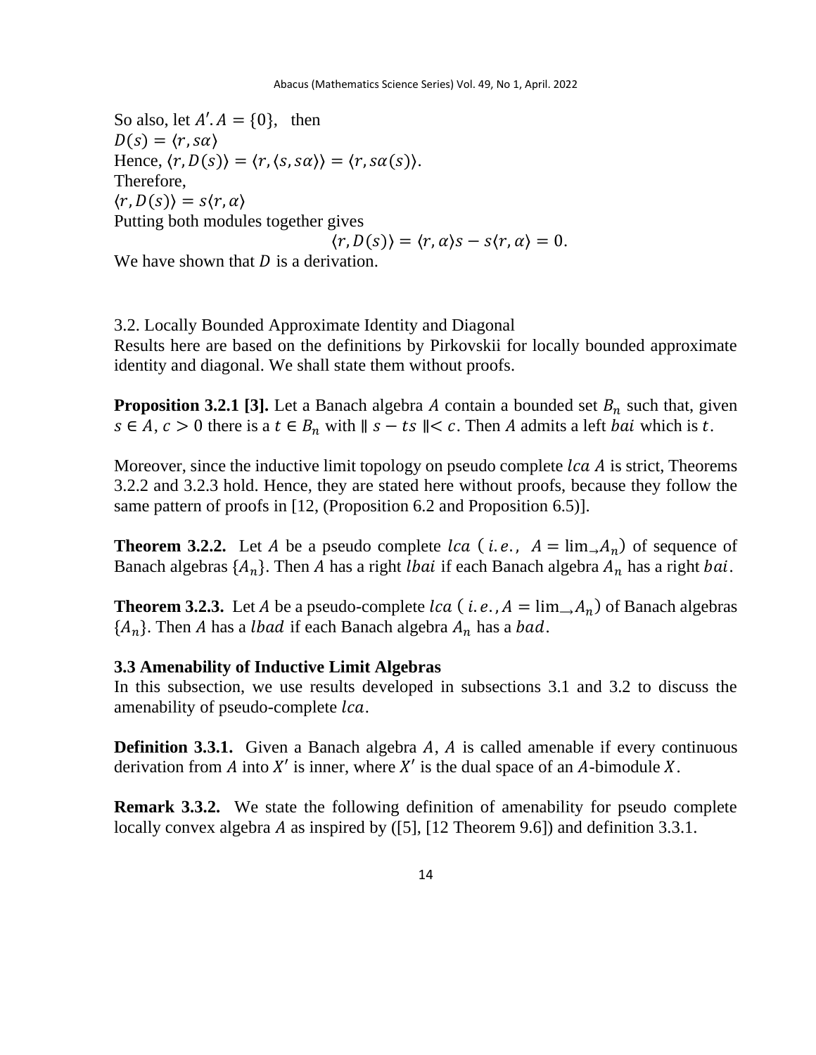So also, let $A'.A = \{0\}$, then

$D(s) = \langle r, s\alpha \rangle$

Hence, $\langle r, D(s) \rangle = \langle r, \langle s, s\alpha \rangle \rangle = \langle r, s\alpha(s) \rangle$.

Therefore,

$\langle r, D(s) \rangle = s\langle r, \alpha \rangle$

Putting both modules together gives

$$\langle r, D(s) \rangle = \langle r, \alpha \rangle s - s\langle r, \alpha \rangle = 0.$$

We have shown that $D$ is a derivation.

3.2. Locally Bounded Approximate Identity and Diagonal

Results here are based on the definitions by Pirkovskii for locally bounded approximate identity and diagonal. We shall state them without proofs.

**Proposition 3.2.1 [3].** Let a Banach algebra $A$ contain a bounded set $B_n$ such that, given $s \in A$, $c > 0$ there is a $t \in B_n$ with $\| s - ts \| < c$. Then $A$ admits a left $bai$ which is $t$.

Moreover, since the inductive limit topology on pseudo complete $lca$ $A$ is strict, Theorems 3.2.2 and 3.2.3 hold. Hence, they are stated here without proofs, because they follow the same pattern of proofs in [12, (Proposition 6.2 and Proposition 6.5)].

**Theorem 3.2.2.** Let $A$ be a pseudo complete $lca$ ( $i.e.,$ $A = \lim_{\rightarrow} A_n$) of sequence of Banach algebras $\{A_n\}$. Then $A$ has a right $lbai$ if each Banach algebra $A_n$ has a right $bai$.

**Theorem 3.2.3.** Let $A$ be a pseudo-complete $lca$ ( $i.e., A = \lim_{\rightarrow} A_n$) of Banach algebras $\{A_n\}$. Then $A$ has a $lbad$ if each Banach algebra $A_n$ has a $bad$.

**3.3 Amenability of Inductive Limit Algebras**

In this subsection, we use results developed in subsections 3.1 and 3.2 to discuss the amenability of pseudo-complete $lca$.

**Definition 3.3.1.** Given a Banach algebra $A$, $A$ is called amenable if every continuous derivation from $A$ into $X'$ is inner, where $X'$ is the dual space of an $A$-bimodule $X$.

**Remark 3.3.2.** We state the following definition of amenability for pseudo complete locally convex algebra $A$ as inspired by ([5], [12 Theorem 9.6]) and definition 3.3.1.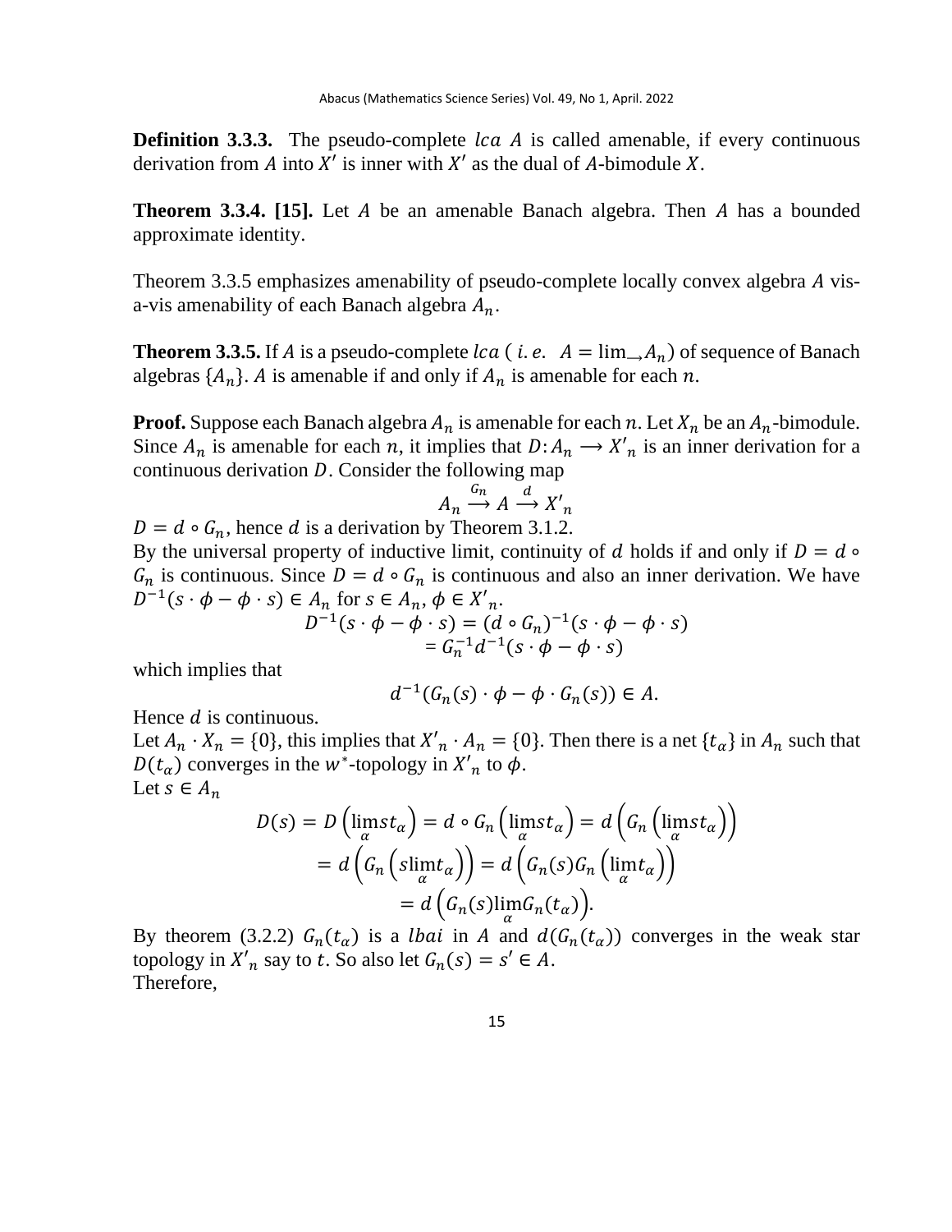**Definition 3.3.3.** The pseudo-complete $lca$ $A$ is called amenable, if every continuous derivation from $A$ into $X'$ is inner with $X'$ as the dual of $A$-bimodule $X$.

**Theorem 3.3.4. [15].** Let $A$ be an amenable Banach algebra. Then $A$ has a bounded approximate identity.

Theorem 3.3.5 emphasizes amenability of pseudo-complete locally convex algebra $A$ vis-a-vis amenability of each Banach algebra $A_n$.

**Theorem 3.3.5.** If $A$ is a pseudo-complete $lca$ ( $i.e.$ $A = \lim_{\rightarrow} A_n$) of sequence of Banach algebras $\{A_n\}$. $A$ is amenable if and only if $A_n$ is amenable for each $n$.

**Proof.** Suppose each Banach algebra $A_n$ is amenable for each $n$. Let $X_n$ be an $A_n$-bimodule. Since $A_n$ is amenable for each $n$, it implies that $D: A_n \longrightarrow X'_n$ is an inner derivation for a continuous derivation $D$. Consider the following map

$$A_n \overset{G_n}{\longrightarrow} A \overset{d}{\longrightarrow} X'_n$$

$D = d \circ G_n$, hence $d$ is a derivation by Theorem 3.1.2.

By the universal property of inductive limit, continuity of $d$ holds if and only if $D = d \circ G_n$ is continuous. Since $D = d \circ G_n$ is continuous and also an inner derivation. We have $D^{-1}(s \cdot \phi - \phi \cdot s) \in A_n$ for $s \in A_n$, $\phi \in X'_n$.

$$D^{-1}(s \cdot \phi - \phi \cdot s) = (d \circ G_n)^{-1}(s \cdot \phi - \phi \cdot s)$$
$$= G_n^{-1} d^{-1}(s \cdot \phi - \phi \cdot s)$$

which implies that

$$d^{-1}(G_n(s) \cdot \phi - \phi \cdot G_n(s)) \in A.$$

Hence $d$ is continuous.

Let $A_n \cdot X_n = \{0\}$, this implies that $X'_n \cdot A_n = \{0\}$. Then there is a net $\{t_\alpha\}$ in $A_n$ such that $D(t_\alpha)$ converges in the $w^*$-topology in $X'_n$ to $\phi$.

Let $s \in A_n$

$$D(s) = D\left(\lim_\alpha s t_\alpha\right) = d \circ G_n\left(\lim_\alpha s t_\alpha\right) = d\left(G_n\left(\lim_\alpha s t_\alpha\right)\right)$$
$$= d\left(G_n\left(s \lim_\alpha t_\alpha\right)\right) = d\left(G_n(s) G_n\left(\lim_\alpha t_\alpha\right)\right)$$
$$= d\left(G_n(s) \lim_\alpha G_n(t_\alpha)\right).$$

By theorem (3.2.2) $G_n(t_\alpha)$ is a $lbai$ in $A$ and $d(G_n(t_\alpha))$ converges in the weak star topology in $X'_n$ say to $t$. So also let $G_n(s) = s' \in A$.

Therefore,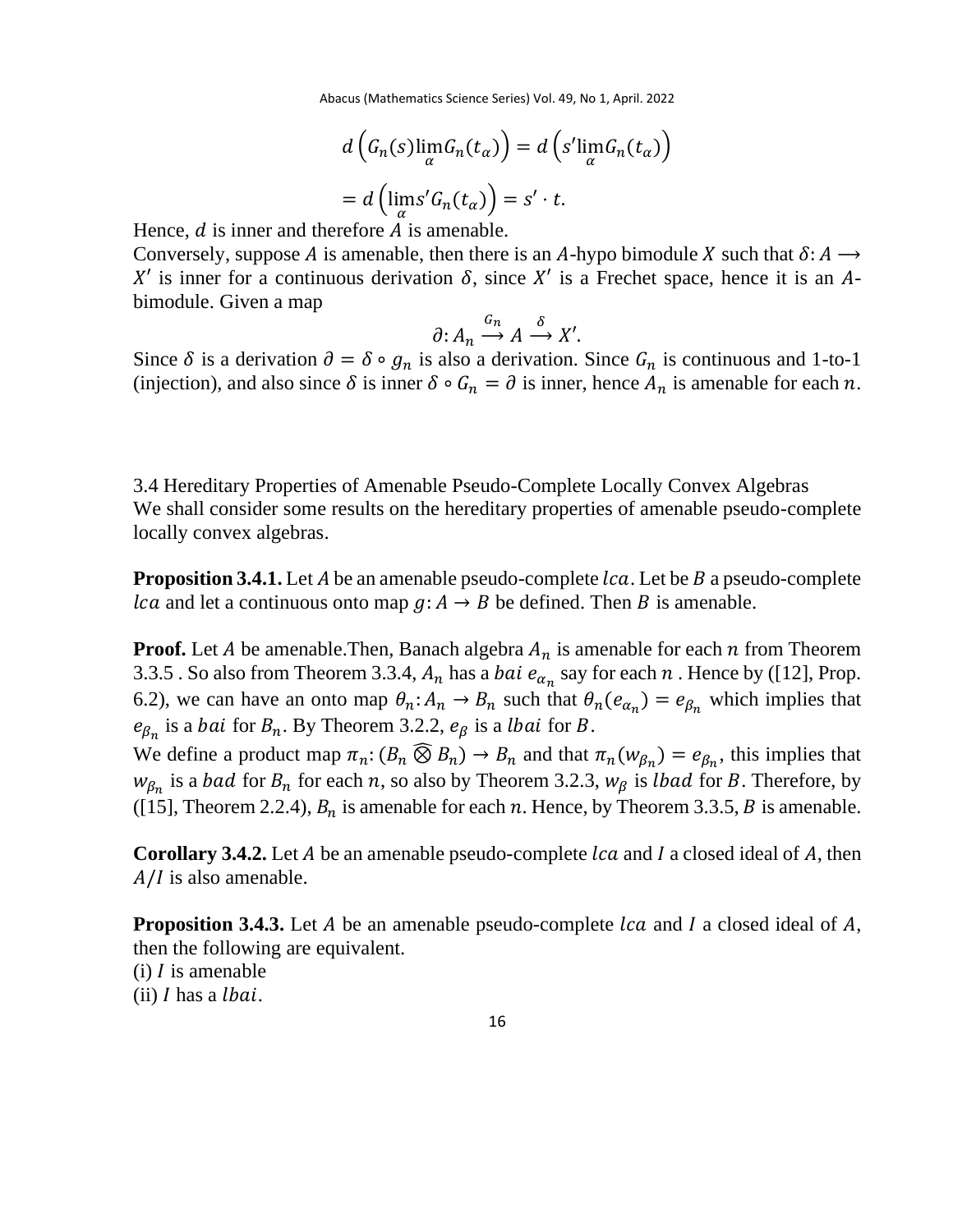$$d\left(G_n(s)\lim_{\alpha} G_n(t_\alpha)\right) = d\left(s'\lim_{\alpha} G_n(t_\alpha)\right)$$

$$= d\left(\lim_{\alpha} s' G_n(t_\alpha)\right) = s' \cdot t.$$

Hence, $d$ is inner and therefore $A$ is amenable.

Conversely, suppose $A$ is amenable, then there is an $A$-hypo bimodule $X$ such that $\delta: A \longrightarrow X'$ is inner for a continuous derivation $\delta$, since $X'$ is a Frechet space, hence it is an $A$-bimodule. Given a map

$$\partial: A_n \overset{G_n}{\longrightarrow} A \overset{\delta}{\longrightarrow} X'.$$

Since $\delta$ is a derivation $\partial = \delta \circ g_n$ is also a derivation. Since $G_n$ is continuous and 1-to-1 (injection), and also since $\delta$ is inner $\delta \circ G_n = \partial$ is inner, hence $A_n$ is amenable for each $n$.

### 3.4 Hereditary Properties of Amenable Pseudo-Complete Locally Convex Algebras

We shall consider some results on the hereditary properties of amenable pseudo-complete locally convex algebras.

**Proposition 3.4.1.** Let $A$ be an amenable pseudo-complete $lca$. Let be $B$ a pseudo-complete $lca$ and let a continuous onto map $g: A \to B$ be defined. Then $B$ is amenable.

**Proof.** Let $A$ be amenable.Then, Banach algebra $A_n$ is amenable for each $n$ from Theorem 3.3.5 . So also from Theorem 3.3.4, $A_n$ has a $bai$ $e_{\alpha_n}$ say for each $n$ . Hence by ([12], Prop. 6.2), we can have an onto map $\theta_n: A_n \to B_n$ such that $\theta_n(e_{\alpha_n}) = e_{\beta_n}$ which implies that $e_{\beta_n}$ is a $bai$ for $B_n$. By Theorem 3.2.2, $e_\beta$ is a $lbai$ for $B$.

We define a product map $\pi_n: (B_n \widehat{\otimes} B_n) \to B_n$ and that $\pi_n(w_{\beta_n}) = e_{\beta_n}$, this implies that $w_{\beta_n}$ is a $bad$ for $B_n$ for each $n$, so also by Theorem 3.2.3, $w_\beta$ is $lbad$ for $B$. Therefore, by ([15], Theorem 2.2.4), $B_n$ is amenable for each $n$. Hence, by Theorem 3.3.5, $B$ is amenable.

**Corollary 3.4.2.** Let $A$ be an amenable pseudo-complete $lca$ and $I$ a closed ideal of $A$, then $A/I$ is also amenable.

**Proposition 3.4.3.** Let $A$ be an amenable pseudo-complete $lca$ and $I$ a closed ideal of $A$, then the following are equivalent.

(i) $I$ is amenable

(ii) $I$ has a $lbai$.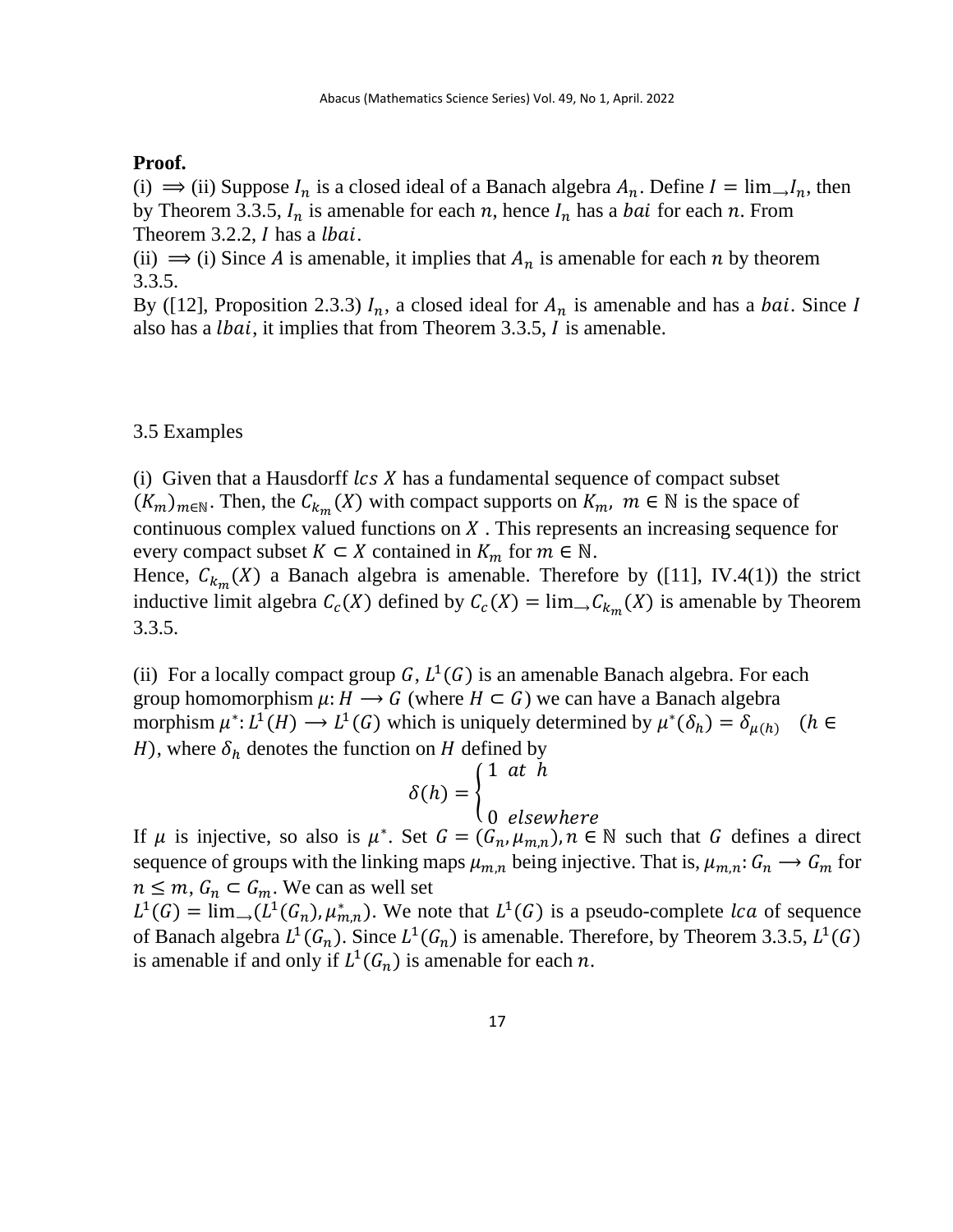**Proof.**

(i) $\Longrightarrow$ (ii) Suppose $I_n$ is a closed ideal of a Banach algebra $A_n$. Define $I = \lim_{\rightarrow} I_n$, then by Theorem 3.3.5, $I_n$ is amenable for each $n$, hence $I_n$ has a $bai$ for each $n$. From Theorem 3.2.2, $I$ has a $lbai$.

(ii) $\Longrightarrow$ (i) Since $A$ is amenable, it implies that $A_n$ is amenable for each $n$ by theorem 3.3.5.

By ([12], Proposition 2.3.3) $I_n$, a closed ideal for $A_n$ is amenable and has a $bai$. Since $I$ also has a $lbai$, it implies that from Theorem 3.3.5, $I$ is amenable.

3.5 Examples

(i) Given that a Hausdorff $lcs$ $X$ has a fundamental sequence of compact subset $(K_m)_{m \in \mathbb{N}}$. Then, the $C_{k_m}(X)$ with compact supports on $K_m$, $m \in \mathbb{N}$ is the space of continuous complex valued functions on $X$ . This represents an increasing sequence for every compact subset $K \subset X$ contained in $K_m$ for $m \in \mathbb{N}$.

Hence, $C_{k_m}(X)$ a Banach algebra is amenable. Therefore by ([11], IV.4(1)) the strict inductive limit algebra $C_c(X)$ defined by $C_c(X) = \lim_{\rightarrow} C_{k_m}(X)$ is amenable by Theorem 3.3.5.

(ii) For a locally compact group $G$, $L^1(G)$ is an amenable Banach algebra. For each group homomorphism $\mu: H \longrightarrow G$ (where $H \subset G$) we can have a Banach algebra morphism $\mu^*: L^1(H) \longrightarrow L^1(G)$ which is uniquely determined by $\mu^*(\delta_h) = \delta_{\mu(h)}$ $\quad (h \in H)$, where $\delta_h$ denotes the function on $H$ defined by

$$\delta(h) = \begin{cases} 1 \ \ at \ \ h \\ \\ 0 \ \ elsewhere \end{cases}$$

If $\mu$ is injective, so also is $\mu^*$. Set $G = (G_n, \mu_{m,n}), n \in \mathbb{N}$ such that $G$ defines a direct sequence of groups with the linking maps $\mu_{m,n}$ being injective. That is, $\mu_{m,n}: G_n \longrightarrow G_m$ for $n \leq m$, $G_n \subset G_m$. We can as well set

$L^1(G) = \lim_{\rightarrow}(L^1(G_n), \mu^*_{m,n})$. We note that $L^1(G)$ is a pseudo-complete $lca$ of sequence of Banach algebra $L^1(G_n)$. Since $L^1(G_n)$ is amenable. Therefore, by Theorem 3.3.5, $L^1(G)$ is amenable if and only if $L^1(G_n)$ is amenable for each $n$.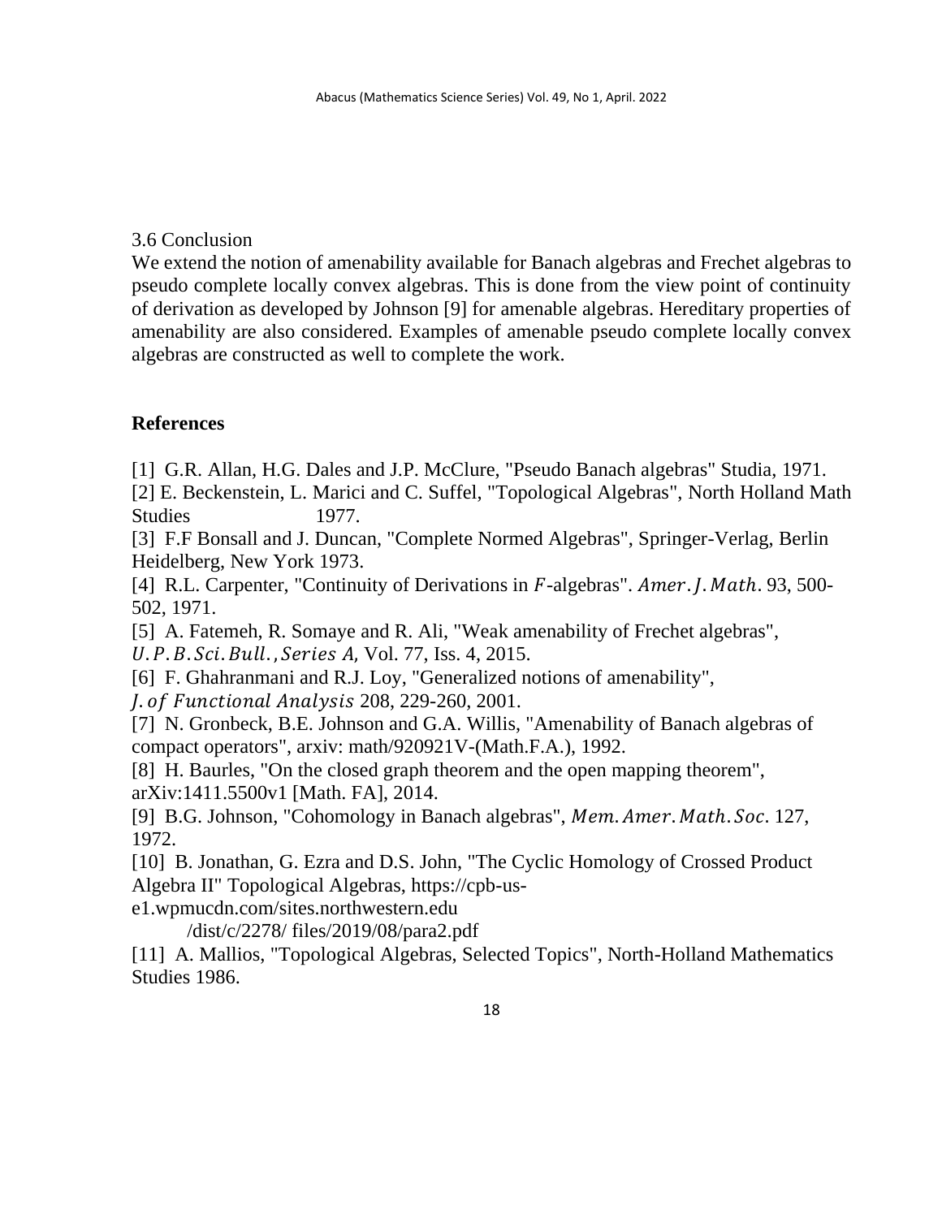### 3.6 Conclusion

We extend the notion of amenability available for Banach algebras and Frechet algebras to pseudo complete locally convex algebras. This is done from the view point of continuity of derivation as developed by Johnson [9] for amenable algebras. Hereditary properties of amenability are also considered. Examples of amenable pseudo complete locally convex algebras are constructed as well to complete the work.

## References

[1] G.R. Allan, H.G. Dales and J.P. McClure, "Pseudo Banach algebras" Studia, 1971.

[2] E. Beckenstein, L. Marici and C. Suffel, "Topological Algebras", North Holland Math Studies 1977.

[3] F.F Bonsall and J. Duncan, "Complete Normed Algebras", Springer-Verlag, Berlin Heidelberg, New York 1973.

[4] R.L. Carpenter, "Continuity of Derivations in $F$-algebras". *Amer. J. Math.* 93, 500-502, 1971.

[5] A. Fatemeh, R. Somaye and R. Ali, "Weak amenability of Frechet algebras", *U.P.B. Sci. Bull., Series A,* Vol. 77, Iss. 4, 2015.

[6] F. Ghahranmani and R.J. Loy, "Generalized notions of amenability", *J. of Functional Analysis* 208, 229-260, 2001.

[7] N. Gronbeck, B.E. Johnson and G.A. Willis, "Amenability of Banach algebras of compact operators", arxiv: math/920921V-(Math.F.A.), 1992.

[8] H. Baurles, "On the closed graph theorem and the open mapping theorem", arXiv:1411.5500v1 [Math. FA], 2014.

[9] B.G. Johnson, "Cohomology in Banach algebras", *Mem. Amer. Math. Soc.* 127, 1972.

[10] B. Jonathan, G. Ezra and D.S. John, "The Cyclic Homology of Crossed Product Algebra II" Topological Algebras, https://cpb-us-e1.wpmucdn.com/sites.northwestern.edu /dist/c/2278/ files/2019/08/para2.pdf

[11] A. Mallios, "Topological Algebras, Selected Topics", North-Holland Mathematics Studies 1986.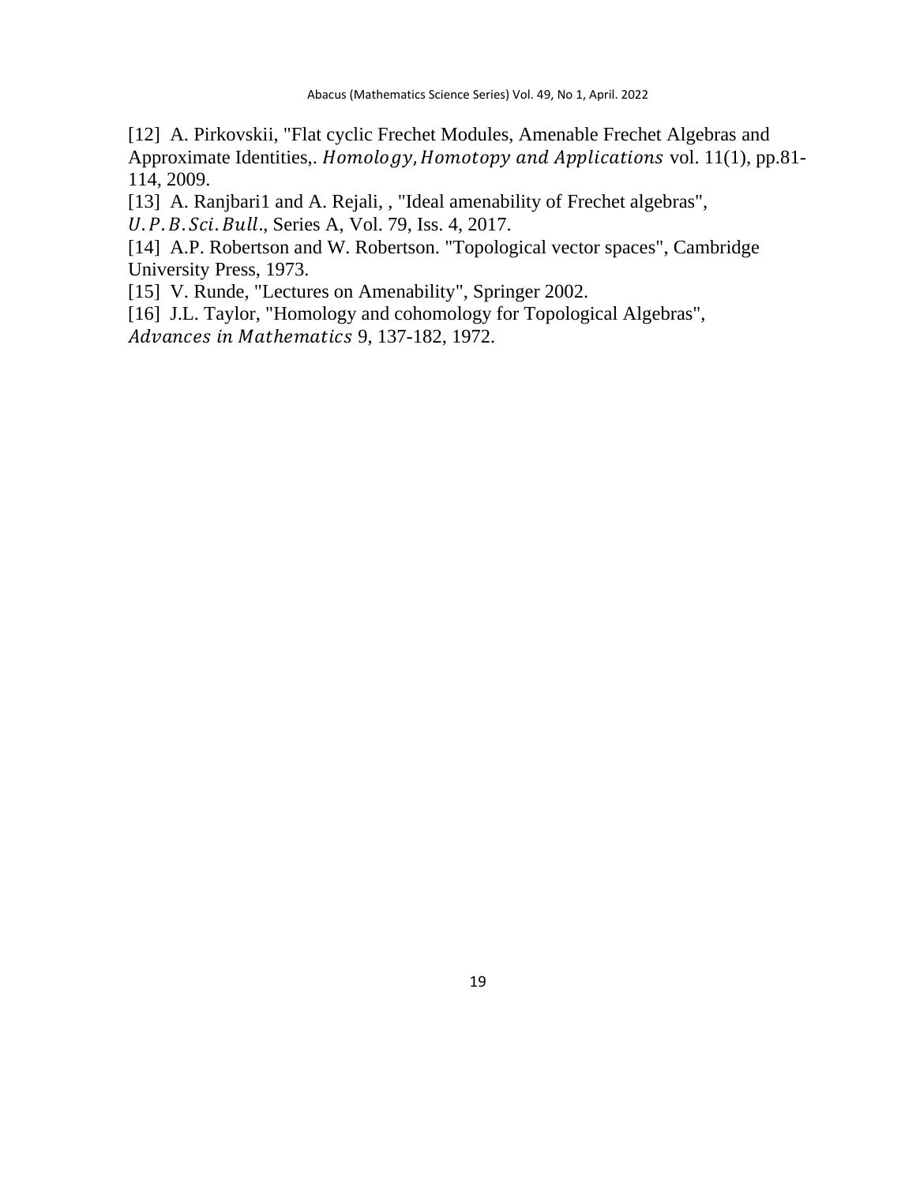[12] A. Pirkovskii, "Flat cyclic Frechet Modules, Amenable Frechet Algebras and Approximate Identities,. *Homology, Homotopy and Applications* vol. 11(1), pp.81-114, 2009.

[13] A. Ranjbari1 and A. Rejali, , "Ideal amenability of Frechet algebras", *U.P.B.Sci.Bull*., Series A, Vol. 79, Iss. 4, 2017.

[14] A.P. Robertson and W. Robertson. "Topological vector spaces", Cambridge University Press, 1973.

[15] V. Runde, "Lectures on Amenability", Springer 2002.

[16] J.L. Taylor, "Homology and cohomology for Topological Algebras", *Advances in Mathematics* 9, 137-182, 1972.